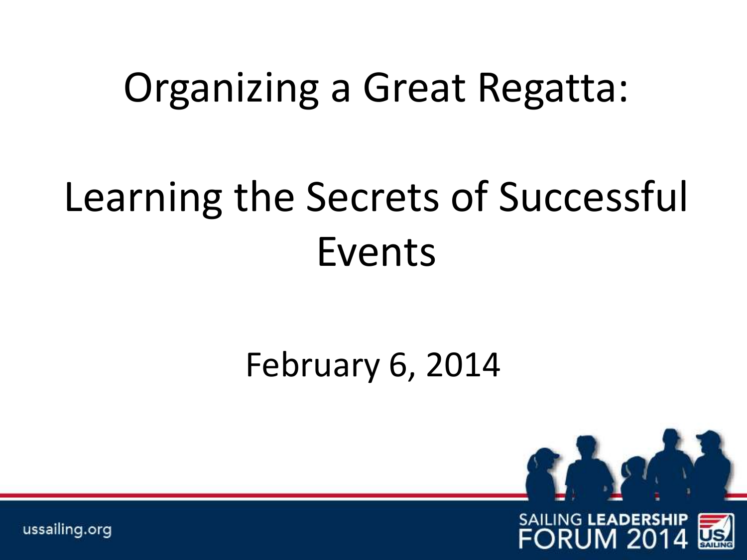# Organizing a Great Regatta:

# Learning the Secrets of Successful Events

February 6, 2014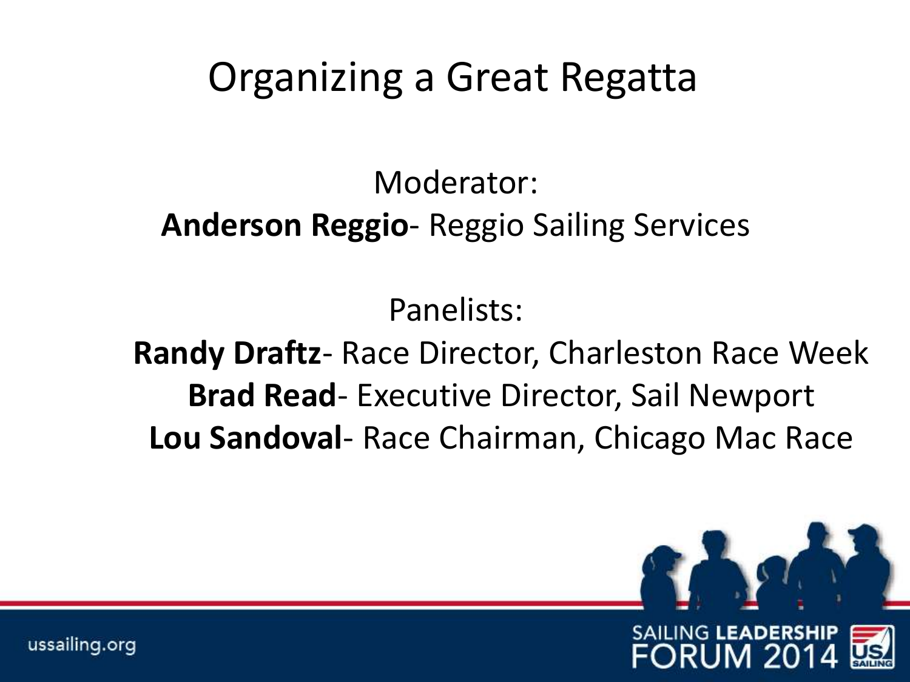# Organizing a Great Regatta

Moderator:

**Anderson Reggio**- Reggio Sailing Services

Panelists:

**Randy Draftz**- Race Director, Charleston Race Week

**Brad Read**- Executive Director, Sail Newport

**Lou Sandoval**- Race Chairman, Chicago Mac Race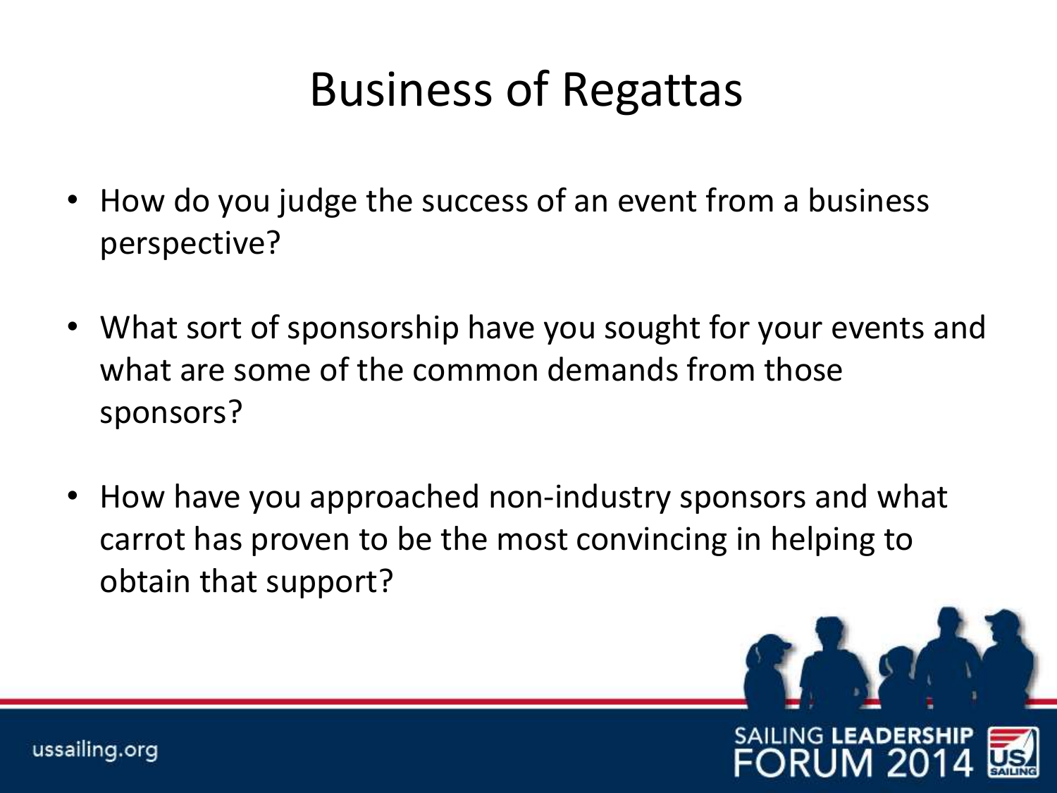# Business of Regattas

- How do you judge the success of an event from a business perspective?
- What sort of sponsorship have you sought for your events and what are some of the common demands from those sponsors?
- How have you approached non-industry sponsors and what carrot has proven to be the most convincing in helping to obtain that support?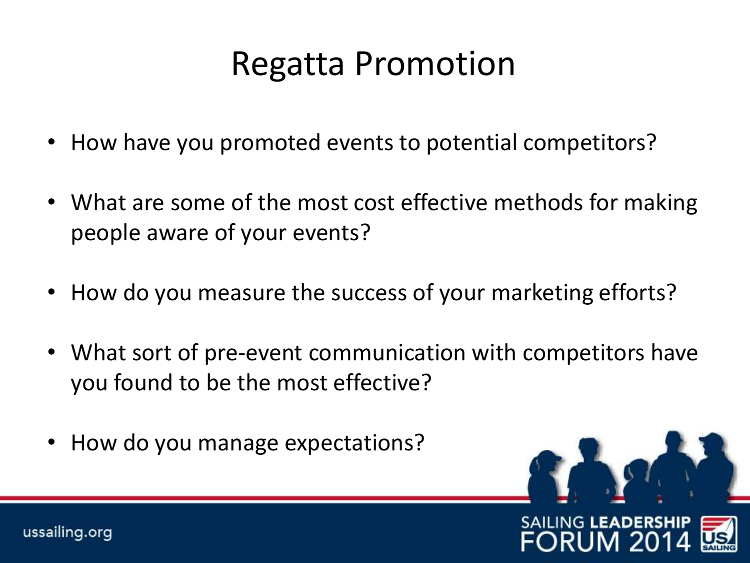# Regatta Promotion

- How have you promoted events to potential competitors?
- What are some of the most cost effective methods for making people aware of your events?
- How do you measure the success of your marketing efforts?
- What sort of pre-event communication with competitors have you found to be the most effective?
- How do you manage expectations?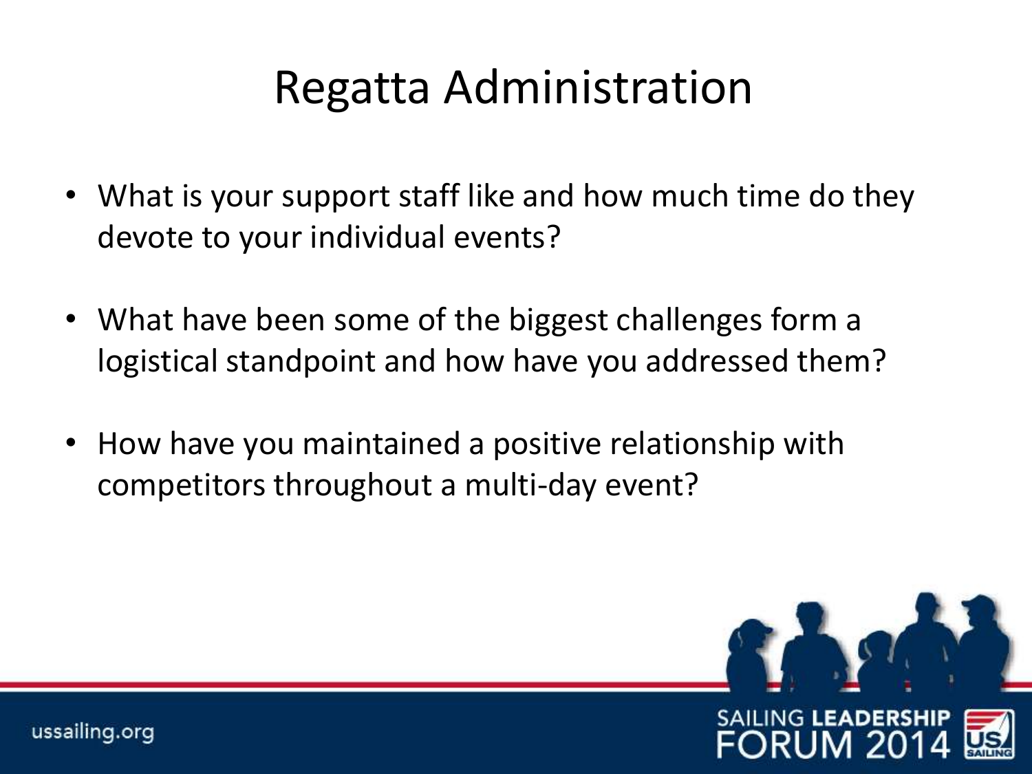# Regatta Administration

- What is your support staff like and how much time do they devote to your individual events?
- What have been some of the biggest challenges form a logistical standpoint and how have you addressed them?
- How have you maintained a positive relationship with competitors throughout a multi-day event?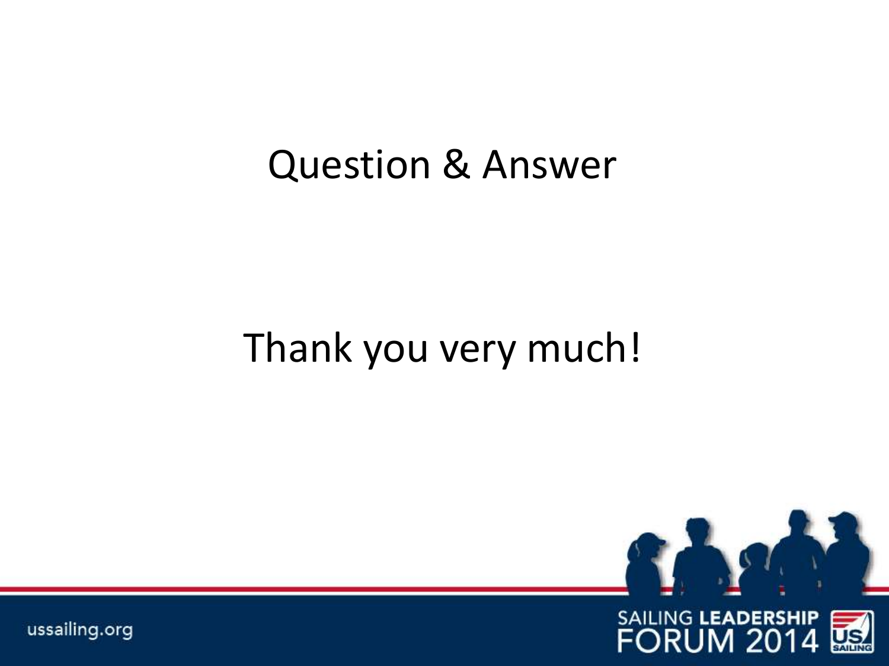# Question & Answer

Thank you very much!